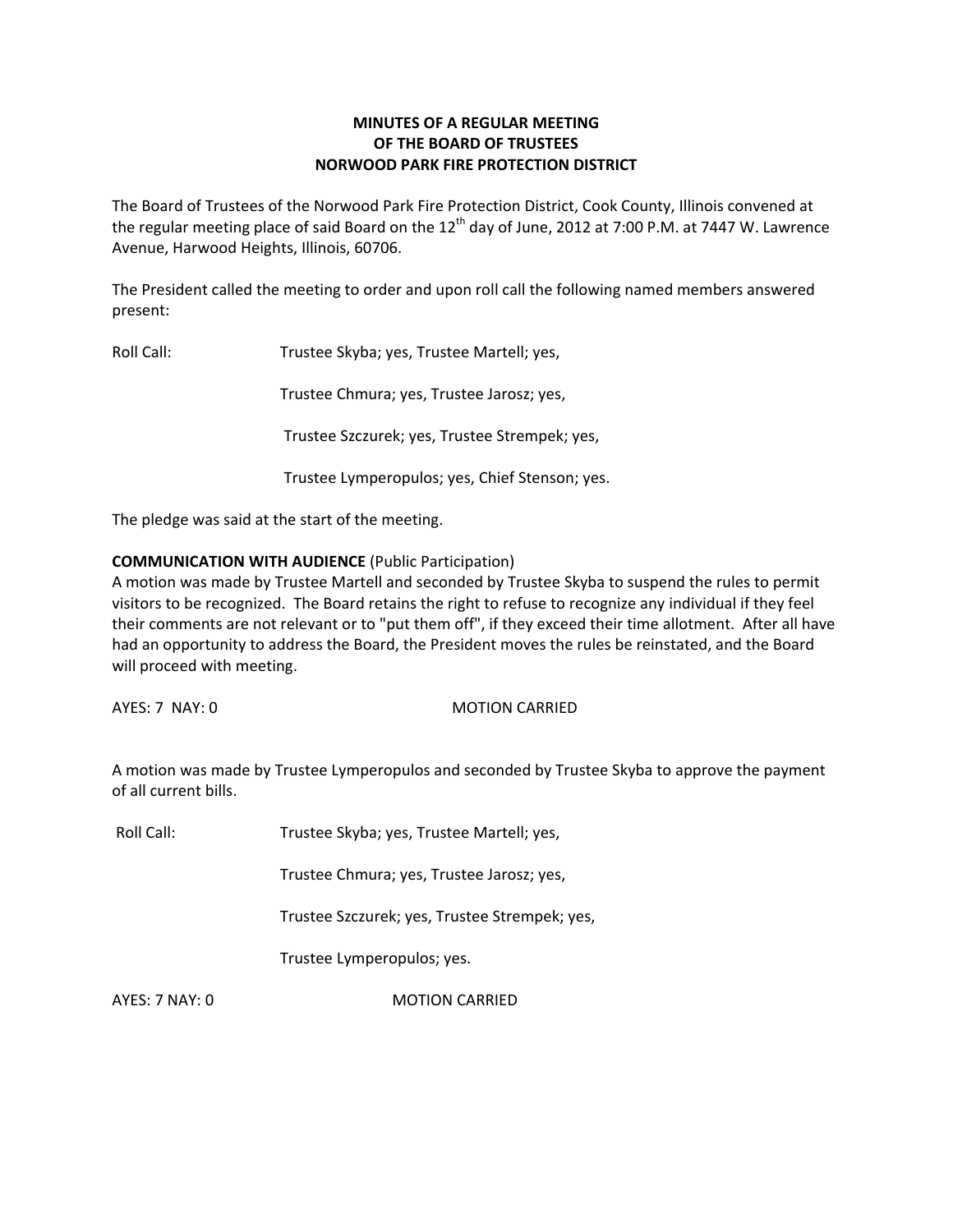**MINUTES OF A REGULAR MEETING**
**OF THE BOARD OF TRUSTEES**
**NORWOOD PARK FIRE PROTECTION DISTRICT**

The Board of Trustees of the Norwood Park Fire Protection District, Cook County, Illinois convened at the regular meeting place of said Board on the 12th day of June, 2012 at 7:00 P.M. at 7447 W. Lawrence Avenue, Harwood Heights, Illinois, 60706.

The President called the meeting to order and upon roll call the following named members answered present:

Roll Call: Trustee Skyba; yes, Trustee Martell; yes,

Trustee Chmura; yes, Trustee Jarosz; yes,

Trustee Szczurek; yes, Trustee Strempek; yes,

Trustee Lymperopulos; yes, Chief Stenson; yes.

The pledge was said at the start of the meeting.

**COMMUNICATION WITH AUDIENCE** (Public Participation)
A motion was made by Trustee Martell and seconded by Trustee Skyba to suspend the rules to permit visitors to be recognized. The Board retains the right to refuse to recognize any individual if they feel their comments are not relevant or to "put them off", if they exceed their time allotment. After all have had an opportunity to address the Board, the President moves the rules be reinstated, and the Board will proceed with meeting.

AYES: 7 NAY: 0 MOTION CARRIED

A motion was made by Trustee Lymperopulos and seconded by Trustee Skyba to approve the payment of all current bills.

Roll Call: Trustee Skyba; yes, Trustee Martell; yes,

Trustee Chmura; yes, Trustee Jarosz; yes,

Trustee Szczurek; yes, Trustee Strempek; yes,

Trustee Lymperopulos; yes.

AYES: 7 NAY: 0 MOTION CARRIED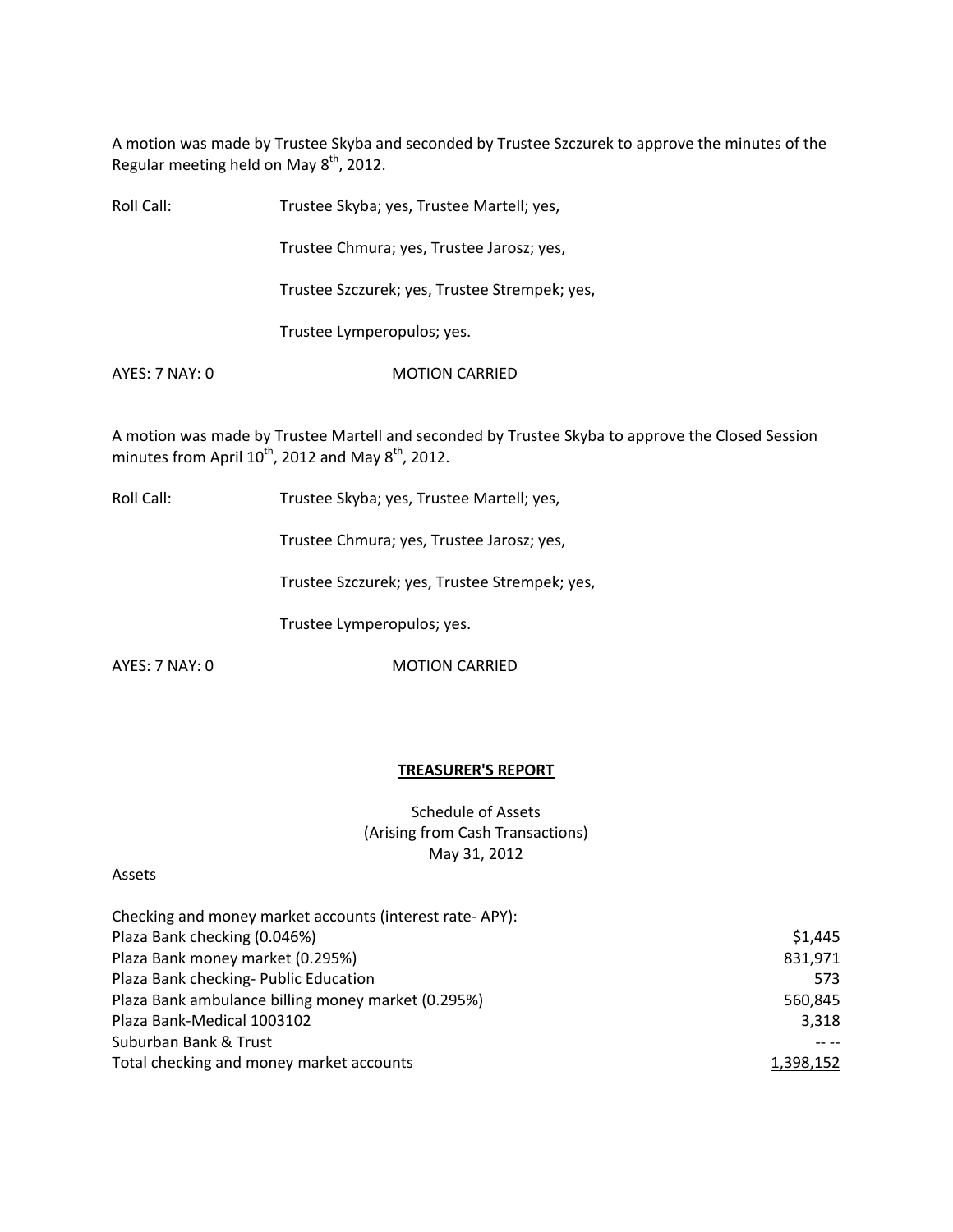A motion was made by Trustee Skyba and seconded by Trustee Szczurek to approve the minutes of the Regular meeting held on May 8th, 2012.

Roll Call: Trustee Skyba; yes, Trustee Martell; yes,

Trustee Chmura; yes, Trustee Jarosz; yes,

Trustee Szczurek; yes, Trustee Strempek; yes,

Trustee Lymperopulos; yes.

AYES: 7 NAY: 0 MOTION CARRIED

A motion was made by Trustee Martell and seconded by Trustee Skyba to approve the Closed Session minutes from April 10th, 2012 and May 8th, 2012.

Roll Call: Trustee Skyba; yes, Trustee Martell; yes,

Trustee Chmura; yes, Trustee Jarosz; yes,

Trustee Szczurek; yes, Trustee Strempek; yes,

Trustee Lymperopulos; yes.

AYES: 7 NAY: 0 MOTION CARRIED

**TREASURER'S REPORT**

Schedule of Assets
(Arising from Cash Transactions)
May 31, 2012

Assets

| Checking and money market accounts (interest rate- APY): | |
|---|---|
| Plaza Bank checking (0.046%) | $1,445 |
| Plaza Bank money market (0.295%) | 831,971 |
| Plaza Bank checking- Public Education | 573 |
| Plaza Bank ambulance billing money market (0.295%) | 560,845 |
| Plaza Bank-Medical 1003102 | 3,318 |
| Suburban Bank & Trust | -- -- |
| Total checking and money market accounts | 1,398,152 |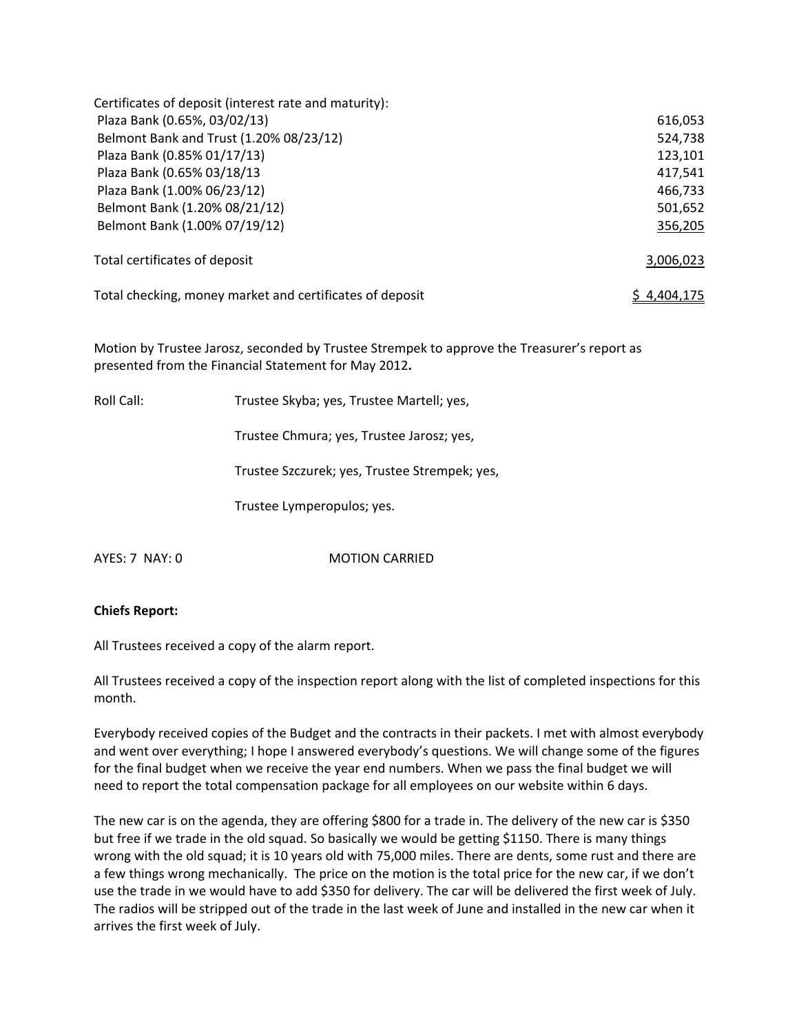| Certificates of deposit (interest rate and maturity): | |
|---|---|
| Plaza Bank (0.65%, 03/02/13) | 616,053 |
| Belmont Bank and Trust (1.20% 08/23/12) | 524,738 |
| Plaza Bank (0.85% 01/17/13) | 123,101 |
| Plaza Bank (0.65% 03/18/13 | 417,541 |
| Plaza Bank (1.00% 06/23/12) | 466,733 |
| Belmont Bank (1.20% 08/21/12) | 501,652 |
| Belmont Bank (1.00% 07/19/12) | 356,205 |
| Total certificates of deposit | 3,006,023 |
| Total checking, money market and certificates of deposit | $ 4,404,175 |

Motion by Trustee Jarosz, seconded by Trustee Strempek to approve the Treasurer's report as presented from the Financial Statement for May 2012**.**

Roll Call: Trustee Skyba; yes, Trustee Martell; yes,

Trustee Chmura; yes, Trustee Jarosz; yes,

Trustee Szczurek; yes, Trustee Strempek; yes,

Trustee Lymperopulos; yes.

AYES: 7 NAY: 0 MOTION CARRIED

**Chiefs Report:**

All Trustees received a copy of the alarm report.

All Trustees received a copy of the inspection report along with the list of completed inspections for this month.

Everybody received copies of the Budget and the contracts in their packets. I met with almost everybody and went over everything; I hope I answered everybody's questions. We will change some of the figures for the final budget when we receive the year end numbers. When we pass the final budget we will need to report the total compensation package for all employees on our website within 6 days.

The new car is on the agenda, they are offering $800 for a trade in. The delivery of the new car is $350 but free if we trade in the old squad. So basically we would be getting $1150. There is many things wrong with the old squad; it is 10 years old with 75,000 miles. There are dents, some rust and there are a few things wrong mechanically. The price on the motion is the total price for the new car, if we don't use the trade in we would have to add $350 for delivery. The car will be delivered the first week of July. The radios will be stripped out of the trade in the last week of June and installed in the new car when it arrives the first week of July.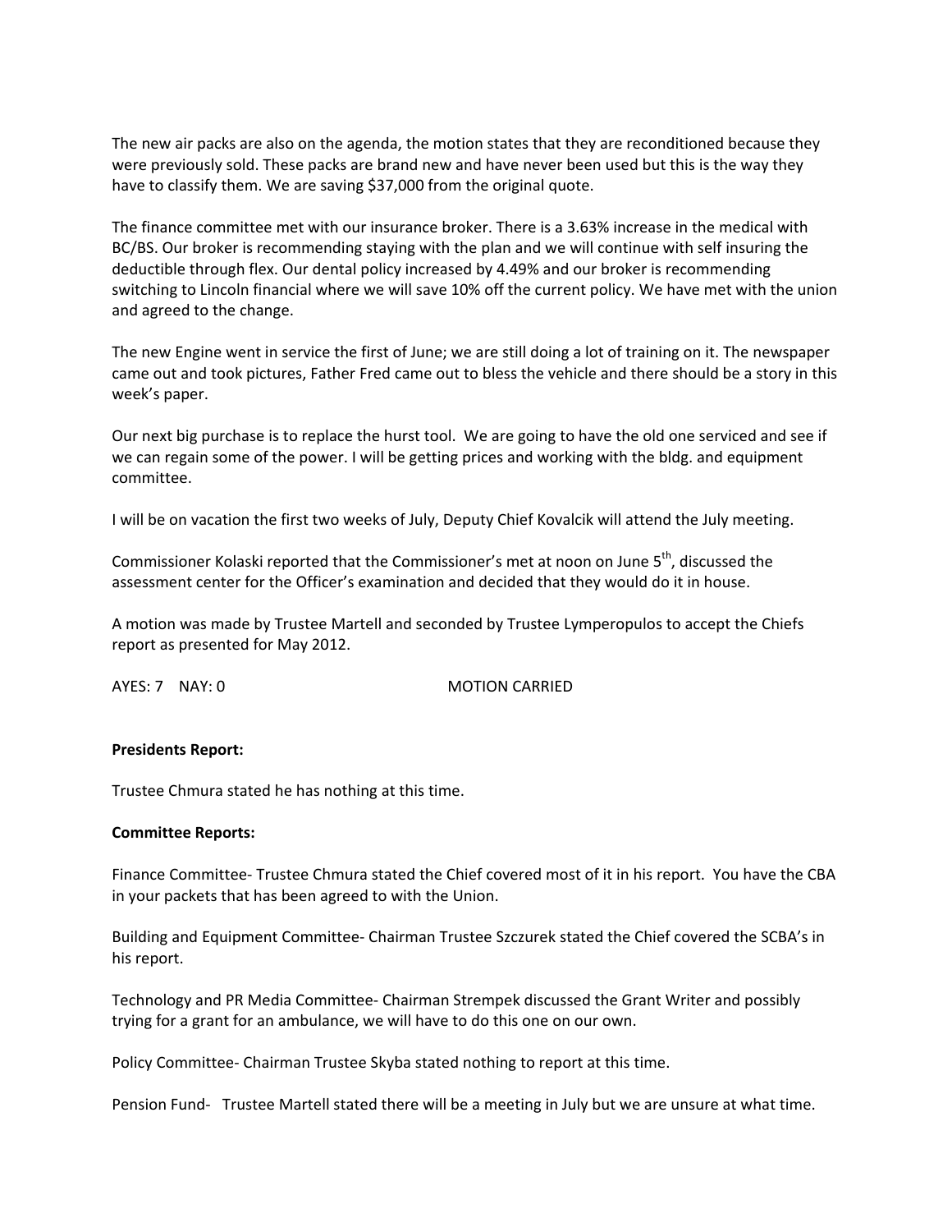The new air packs are also on the agenda, the motion states that they are reconditioned because they were previously sold. These packs are brand new and have never been used but this is the way they have to classify them. We are saving $37,000 from the original quote.

The finance committee met with our insurance broker. There is a 3.63% increase in the medical with BC/BS. Our broker is recommending staying with the plan and we will continue with self insuring the deductible through flex. Our dental policy increased by 4.49% and our broker is recommending switching to Lincoln financial where we will save 10% off the current policy. We have met with the union and agreed to the change.

The new Engine went in service the first of June; we are still doing a lot of training on it. The newspaper came out and took pictures, Father Fred came out to bless the vehicle and there should be a story in this week's paper.

Our next big purchase is to replace the hurst tool. We are going to have the old one serviced and see if we can regain some of the power. I will be getting prices and working with the bldg. and equipment committee.

I will be on vacation the first two weeks of July, Deputy Chief Kovalcik will attend the July meeting.

Commissioner Kolaski reported that the Commissioner's met at noon on June 5th, discussed the assessment center for the Officer's examination and decided that they would do it in house.

A motion was made by Trustee Martell and seconded by Trustee Lymperopulos to accept the Chiefs report as presented for May 2012.

AYES: 7 NAY: 0 MOTION CARRIED

**Presidents Report:**

Trustee Chmura stated he has nothing at this time.

**Committee Reports:**

Finance Committee- Trustee Chmura stated the Chief covered most of it in his report. You have the CBA in your packets that has been agreed to with the Union.

Building and Equipment Committee- Chairman Trustee Szczurek stated the Chief covered the SCBA's in his report.

Technology and PR Media Committee- Chairman Strempek discussed the Grant Writer and possibly trying for a grant for an ambulance, we will have to do this one on our own.

Policy Committee- Chairman Trustee Skyba stated nothing to report at this time.

Pension Fund- Trustee Martell stated there will be a meeting in July but we are unsure at what time.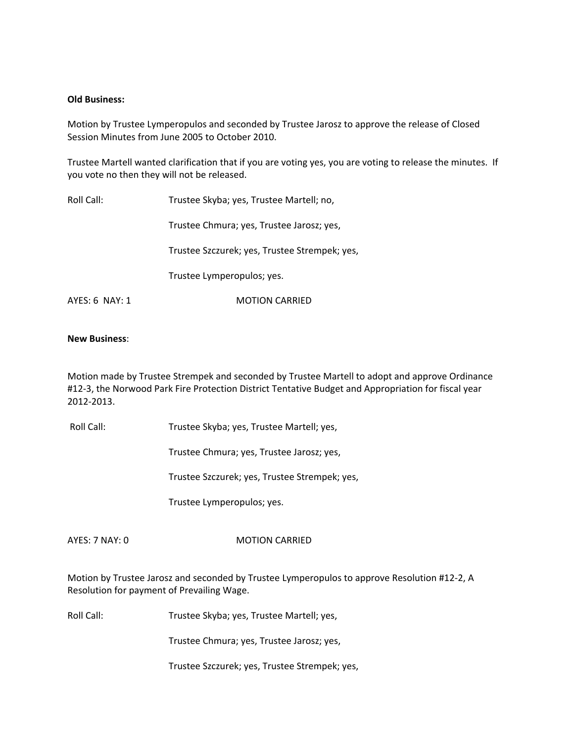**Old Business:**

Motion by Trustee Lymperopulos and seconded by Trustee Jarosz to approve the release of Closed Session Minutes from June 2005 to October 2010.

Trustee Martell wanted clarification that if you are voting yes, you are voting to release the minutes. If you vote no then they will not be released.

Roll Call: Trustee Skyba; yes, Trustee Martell; no,

Trustee Chmura; yes, Trustee Jarosz; yes,

Trustee Szczurek; yes, Trustee Strempek; yes,

Trustee Lymperopulos; yes.

AYES: 6 NAY: 1 MOTION CARRIED

**New Business**:

Motion made by Trustee Strempek and seconded by Trustee Martell to adopt and approve Ordinance #12-3, the Norwood Park Fire Protection District Tentative Budget and Appropriation for fiscal year 2012-2013.

Roll Call: Trustee Skyba; yes, Trustee Martell; yes,

Trustee Chmura; yes, Trustee Jarosz; yes,

Trustee Szczurek; yes, Trustee Strempek; yes,

Trustee Lymperopulos; yes.

AYES: 7 NAY: 0 MOTION CARRIED

Motion by Trustee Jarosz and seconded by Trustee Lymperopulos to approve Resolution #12-2, A Resolution for payment of Prevailing Wage.

Roll Call: Trustee Skyba; yes, Trustee Martell; yes,

Trustee Chmura; yes, Trustee Jarosz; yes,

Trustee Szczurek; yes, Trustee Strempek; yes,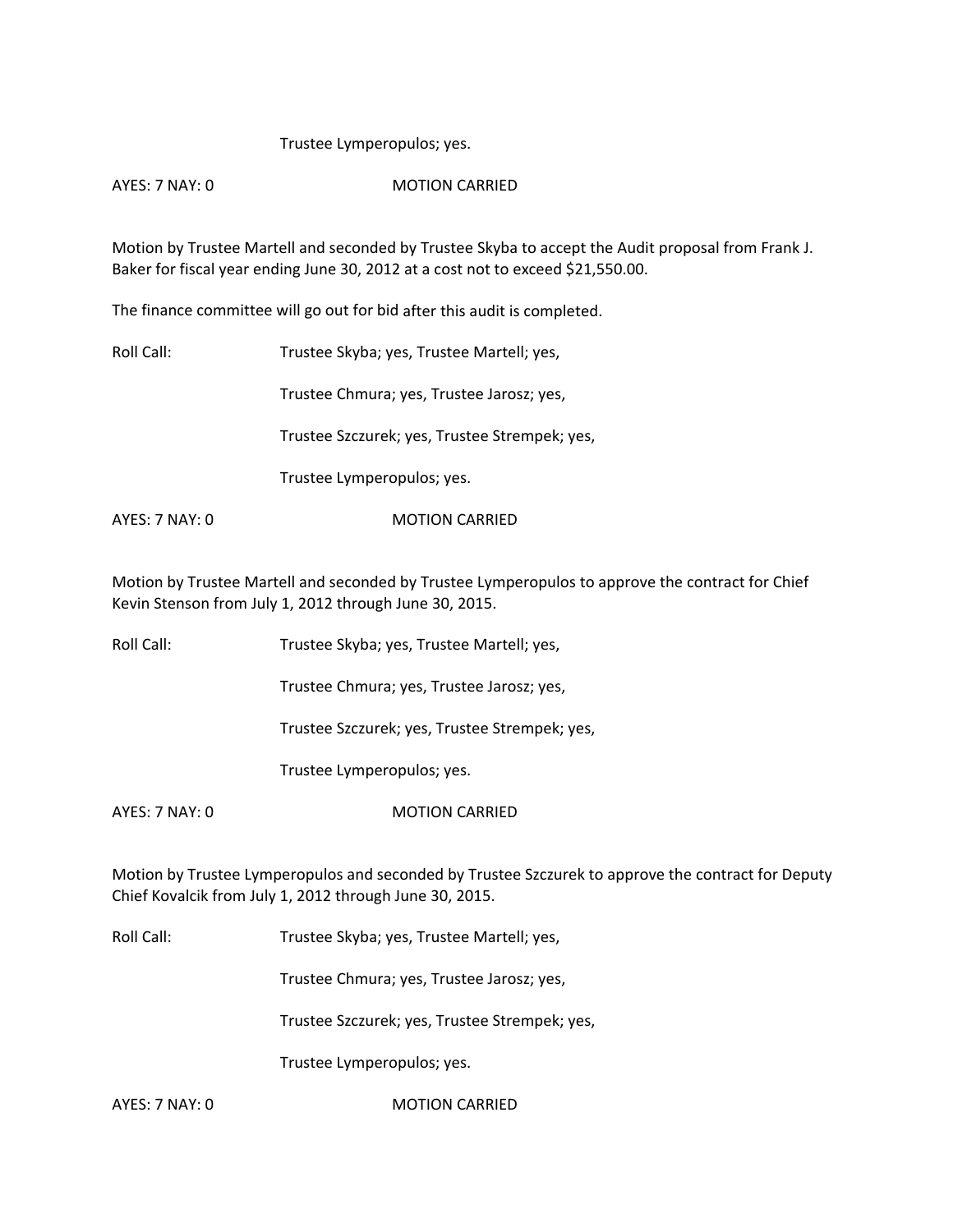Trustee Lymperopulos; yes.

AYES: 7 NAY: 0 MOTION CARRIED

Motion by Trustee Martell and seconded by Trustee Skyba to accept the Audit proposal from Frank J. Baker for fiscal year ending June 30, 2012 at a cost not to exceed $21,550.00.

The finance committee will go out for bid after this audit is completed.

Roll Call: Trustee Skyba; yes, Trustee Martell; yes,

Trustee Chmura; yes, Trustee Jarosz; yes,

Trustee Szczurek; yes, Trustee Strempek; yes,

Trustee Lymperopulos; yes.

AYES: 7 NAY: 0 MOTION CARRIED

Motion by Trustee Martell and seconded by Trustee Lymperopulos to approve the contract for Chief Kevin Stenson from July 1, 2012 through June 30, 2015.

Roll Call: Trustee Skyba; yes, Trustee Martell; yes,

Trustee Chmura; yes, Trustee Jarosz; yes,

Trustee Szczurek; yes, Trustee Strempek; yes,

Trustee Lymperopulos; yes.

AYES: 7 NAY: 0 MOTION CARRIED

Motion by Trustee Lymperopulos and seconded by Trustee Szczurek to approve the contract for Deputy Chief Kovalcik from July 1, 2012 through June 30, 2015.

Roll Call: Trustee Skyba; yes, Trustee Martell; yes,

Trustee Chmura; yes, Trustee Jarosz; yes,

Trustee Szczurek; yes, Trustee Strempek; yes,

Trustee Lymperopulos; yes.

AYES: 7 NAY: 0 MOTION CARRIED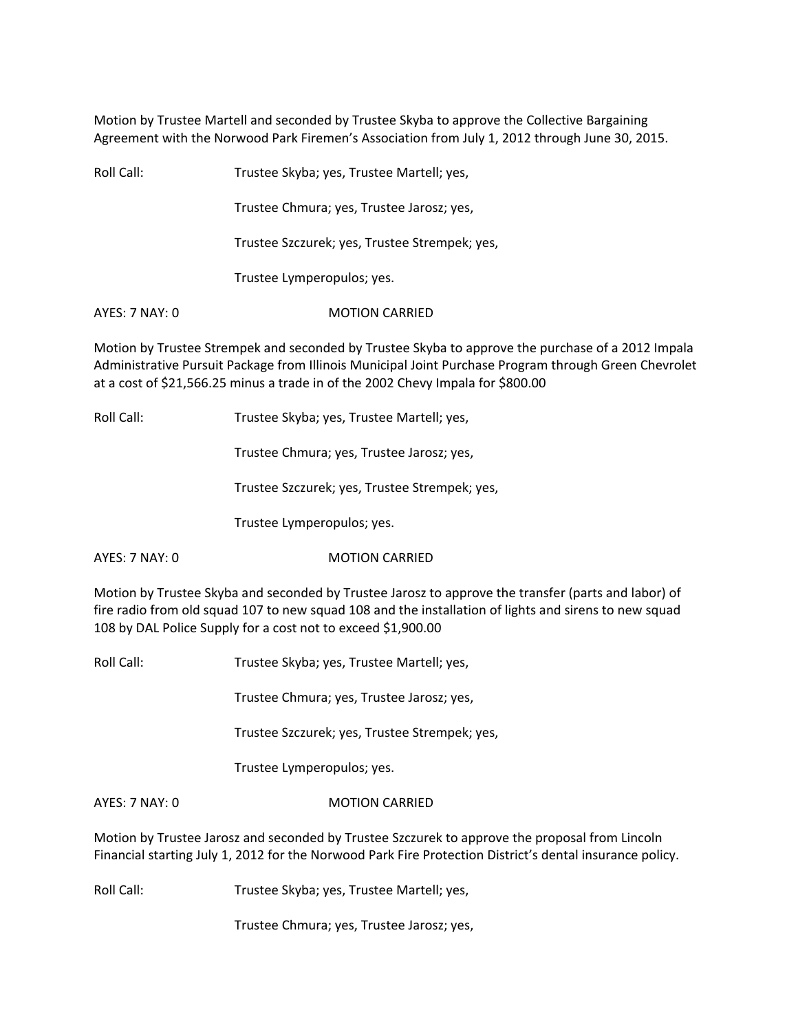Motion by Trustee Martell and seconded by Trustee Skyba to approve the Collective Bargaining Agreement with the Norwood Park Firemen's Association from July 1, 2012 through June 30, 2015.

Roll Call: Trustee Skyba; yes, Trustee Martell; yes,

Trustee Chmura; yes, Trustee Jarosz; yes,

Trustee Szczurek; yes, Trustee Strempek; yes,

Trustee Lymperopulos; yes.

AYES: 7 NAY: 0 MOTION CARRIED

Motion by Trustee Strempek and seconded by Trustee Skyba to approve the purchase of a 2012 Impala Administrative Pursuit Package from Illinois Municipal Joint Purchase Program through Green Chevrolet at a cost of $21,566.25 minus a trade in of the 2002 Chevy Impala for $800.00

Roll Call: Trustee Skyba; yes, Trustee Martell; yes,

Trustee Chmura; yes, Trustee Jarosz; yes,

Trustee Szczurek; yes, Trustee Strempek; yes,

Trustee Lymperopulos; yes.

AYES: 7 NAY: 0 MOTION CARRIED

Motion by Trustee Skyba and seconded by Trustee Jarosz to approve the transfer (parts and labor) of fire radio from old squad 107 to new squad 108 and the installation of lights and sirens to new squad 108 by DAL Police Supply for a cost not to exceed $1,900.00

Roll Call: Trustee Skyba; yes, Trustee Martell; yes,

Trustee Chmura; yes, Trustee Jarosz; yes,

Trustee Szczurek; yes, Trustee Strempek; yes,

Trustee Lymperopulos; yes.

AYES: 7 NAY: 0 MOTION CARRIED

Motion by Trustee Jarosz and seconded by Trustee Szczurek to approve the proposal from Lincoln Financial starting July 1, 2012 for the Norwood Park Fire Protection District's dental insurance policy.

Roll Call: Trustee Skyba; yes, Trustee Martell; yes,

Trustee Chmura; yes, Trustee Jarosz; yes,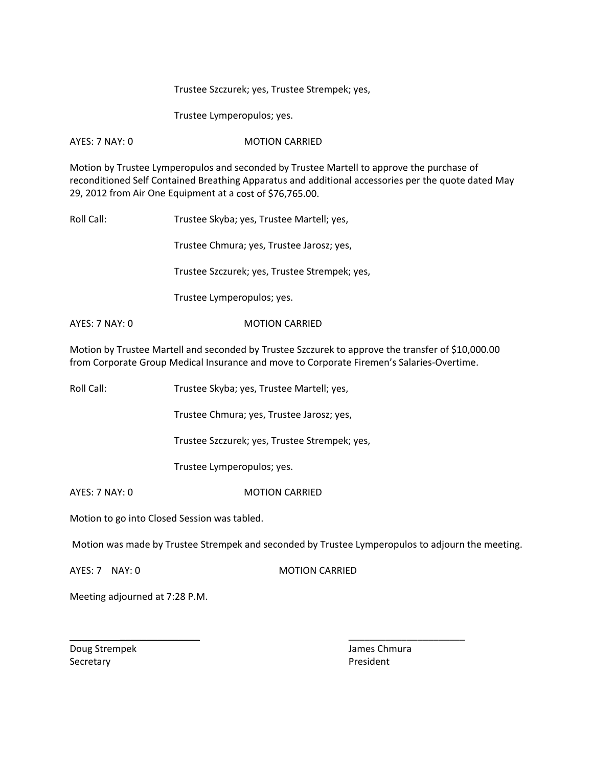Trustee Szczurek; yes, Trustee Strempek; yes,

Trustee Lymperopulos; yes.

AYES: 7 NAY: 0 MOTION CARRIED

Motion by Trustee Lymperopulos and seconded by Trustee Martell to approve the purchase of reconditioned Self Contained Breathing Apparatus and additional accessories per the quote dated May 29, 2012 from Air One Equipment at a cost of $76,765.00.

Roll Call: Trustee Skyba; yes, Trustee Martell; yes,

Trustee Chmura; yes, Trustee Jarosz; yes,

Trustee Szczurek; yes, Trustee Strempek; yes,

Trustee Lymperopulos; yes.

AYES: 7 NAY: 0 MOTION CARRIED

Motion by Trustee Martell and seconded by Trustee Szczurek to approve the transfer of $10,000.00 from Corporate Group Medical Insurance and move to Corporate Firemen's Salaries-Overtime.

Roll Call: Trustee Skyba; yes, Trustee Martell; yes,

Trustee Chmura; yes, Trustee Jarosz; yes,

Trustee Szczurek; yes, Trustee Strempek; yes,

Trustee Lymperopulos; yes.

AYES: 7 NAY: 0 MOTION CARRIED

Motion to go into Closed Session was tabled.

Motion was made by Trustee Strempek and seconded by Trustee Lymperopulos to adjourn the meeting.

AYES: 7 NAY: 0 MOTION CARRIED

Meeting adjourned at 7:28 P.M.

Doug Strempek
Secretary

James Chmura
President